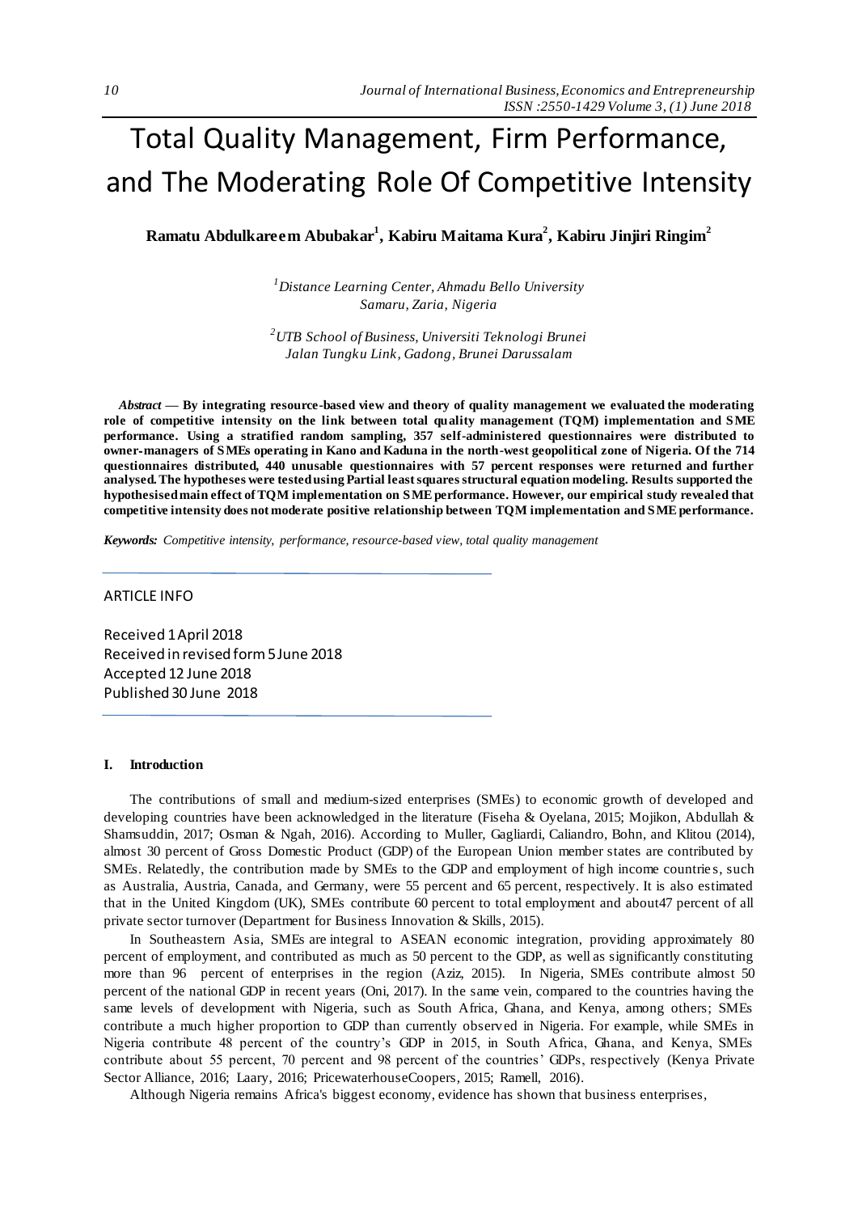# Total Quality Management, Firm Performance, and The Moderating Role Of Competitive Intensity

**Ramatu Abdulkareem Abubakar[1], Kabiru Maitama Kura[2], Kabiru Jinjiri Ringim[2]**

[1]*Distance Learning Center, Ahmadu Bello University Samaru, Zaria, Nigeria*

[2]*UTB School of Business, Universiti Teknologi Brunei Jalan Tungku Link, Gadong, Brunei Darussalam*

***Abstract*** **— By integrating resource-based view and theory of quality management we evaluated the moderating role of competitive intensity on the link between total quality management (TQM) implementation and SME performance. Using a stratified random sampling, 357 self-administered questionnaires were distributed to owner-managers of SMEs operating in Kano and Kaduna in the north-west geopolitical zone of Nigeria. Of the 714 questionnaires distributed, 440 unusable questionnaires with 57 percent responses were returned and further analysed. The hypotheses were tested using Partial least squares structural equation modeling. Results supported the hypothesised main effect of TQM implementation on SME performance. However, our empirical study revealed that competitive intensity does not moderate positive relationship between TQM implementation and SME performance.**

***Keywords:*** *Competitive intensity, performance, resource-based view, total quality management*

ARTICLE INFO

Received 1 April 2018
Received in revised form 5 June 2018
Accepted 12 June 2018
Published 30 June 2018

## I. Introduction

The contributions of small and medium-sized enterprises (SMEs) to economic growth of developed and developing countries have been acknowledged in the literature (Fiseha & Oyelana, 2015; Mojikon, Abdullah & Shamsuddin, 2017; Osman & Ngah, 2016). According to Muller, Gagliardi, Caliandro, Bohn, and Klitou (2014), almost 30 percent of Gross Domestic Product (GDP) of the European Union member states are contributed by SMEs. Relatedly, the contribution made by SMEs to the GDP and employment of high income countries, such as Australia, Austria, Canada, and Germany, were 55 percent and 65 percent, respectively. It is also estimated that in the United Kingdom (UK), SMEs contribute 60 percent to total employment and about47 percent of all private sector turnover (Department for Business Innovation & Skills, 2015).

In Southeastern Asia, SMEs are integral to ASEAN economic integration, providing approximately 80 percent of employment, and contributed as much as 50 percent to the GDP, as well as significantly constituting more than 96 percent of enterprises in the region (Aziz, 2015). In Nigeria, SMEs contribute almost 50 percent of the national GDP in recent years (Oni, 2017). In the same vein, compared to the countries having the same levels of development with Nigeria, such as South Africa, Ghana, and Kenya, among others; SMEs contribute a much higher proportion to GDP than currently observed in Nigeria. For example, while SMEs in Nigeria contribute 48 percent of the country's GDP in 2015, in South Africa, Ghana, and Kenya, SMEs contribute about 55 percent, 70 percent and 98 percent of the countries' GDPs, respectively (Kenya Private Sector Alliance, 2016; Laary, 2016; PricewaterhouseCoopers, 2015; Ramell, 2016).

Although Nigeria remains Africa's biggest economy, evidence has shown that business enterprises,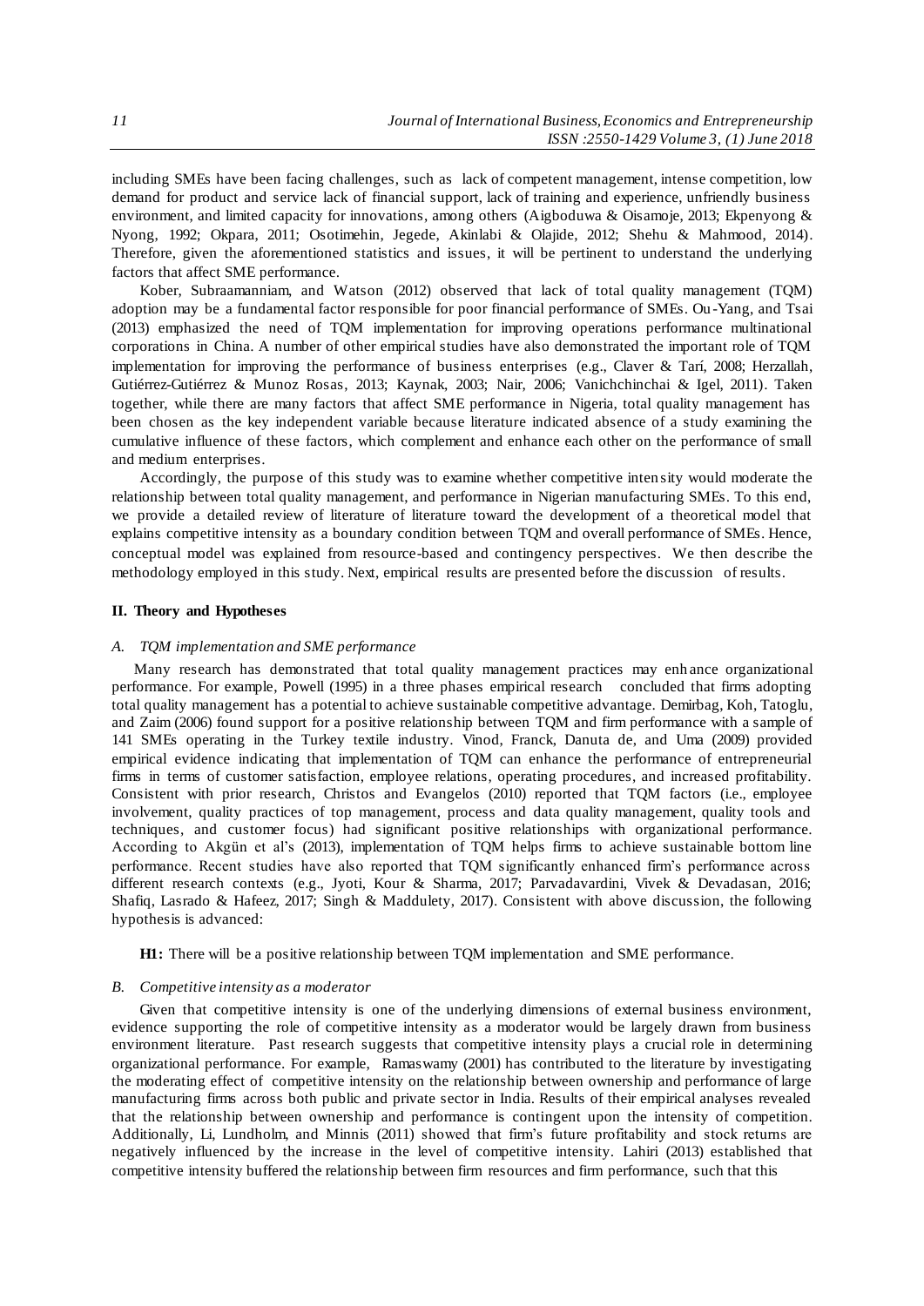including SMEs have been facing challenges, such as lack of competent management, intense competition, low demand for product and service lack of financial support, lack of training and experience, unfriendly business environment, and limited capacity for innovations, among others (Aigboduwa & Oisamoje, 2013; Ekpenyong & Nyong, 1992; Okpara, 2011; Osotimehin, Jegede, Akinlabi & Olajide, 2012; Shehu & Mahmood, 2014). Therefore, given the aforementioned statistics and issues, it will be pertinent to understand the underlying factors that affect SME performance.

Kober, Subraamanniam, and Watson (2012) observed that lack of total quality management (TQM) adoption may be a fundamental factor responsible for poor financial performance of SMEs. Ou-Yang, and Tsai (2013) emphasized the need of TQM implementation for improving operations performance multinational corporations in China. A number of other empirical studies have also demonstrated the important role of TQM implementation for improving the performance of business enterprises (e.g., Claver & Tarí, 2008; Herzallah, Gutiérrez-Gutiérrez & Munoz Rosas, 2013; Kaynak, 2003; Nair, 2006; Vanichchinchai & Igel, 2011). Taken together, while there are many factors that affect SME performance in Nigeria, total quality management has been chosen as the key independent variable because literature indicated absence of a study examining the cumulative influence of these factors, which complement and enhance each other on the performance of small and medium enterprises.

Accordingly, the purpose of this study was to examine whether competitive intensity would moderate the relationship between total quality management, and performance in Nigerian manufacturing SMEs. To this end, we provide a detailed review of literature of literature toward the development of a theoretical model that explains competitive intensity as a boundary condition between TQM and overall performance of SMEs. Hence, conceptual model was explained from resource-based and contingency perspectives. We then describe the methodology employed in this study. Next, empirical results are presented before the discussion of results.

## II. Theory and Hypotheses

### *A. TQM implementation and SME performance*

Many research has demonstrated that total quality management practices may enhance organizational performance. For example, Powell (1995) in a three phases empirical research concluded that firms adopting total quality management has a potential to achieve sustainable competitive advantage. Demirbag, Koh, Tatoglu, and Zaim (2006) found support for a positive relationship between TQM and firm performance with a sample of 141 SMEs operating in the Turkey textile industry. Vinod, Franck, Danuta de, and Uma (2009) provided empirical evidence indicating that implementation of TQM can enhance the performance of entrepreneurial firms in terms of customer satisfaction, employee relations, operating procedures, and increased profitability. Consistent with prior research, Christos and Evangelos (2010) reported that TQM factors (i.e., employee involvement, quality practices of top management, process and data quality management, quality tools and techniques, and customer focus) had significant positive relationships with organizational performance. According to Akgün et al's (2013), implementation of TQM helps firms to achieve sustainable bottom line performance. Recent studies have also reported that TQM significantly enhanced firm's performance across different research contexts (e.g., Jyoti, Kour & Sharma, 2017; Parvadavardini, Vivek & Devadasan, 2016; Shafiq, Lasrado & Hafeez, 2017; Singh & Maddulety, 2017). Consistent with above discussion, the following hypothesis is advanced:

**H1:** There will be a positive relationship between TQM implementation and SME performance.

### *B. Competitive intensity as a moderator*

Given that competitive intensity is one of the underlying dimensions of external business environment, evidence supporting the role of competitive intensity as a moderator would be largely drawn from business environment literature. Past research suggests that competitive intensity plays a crucial role in determining organizational performance. For example, Ramaswamy (2001) has contributed to the literature by investigating the moderating effect of competitive intensity on the relationship between ownership and performance of large manufacturing firms across both public and private sector in India. Results of their empirical analyses revealed that the relationship between ownership and performance is contingent upon the intensity of competition. Additionally, Li, Lundholm, and Minnis (2011) showed that firm's future profitability and stock returns are negatively influenced by the increase in the level of competitive intensity. Lahiri (2013) established that competitive intensity buffered the relationship between firm resources and firm performance, such that this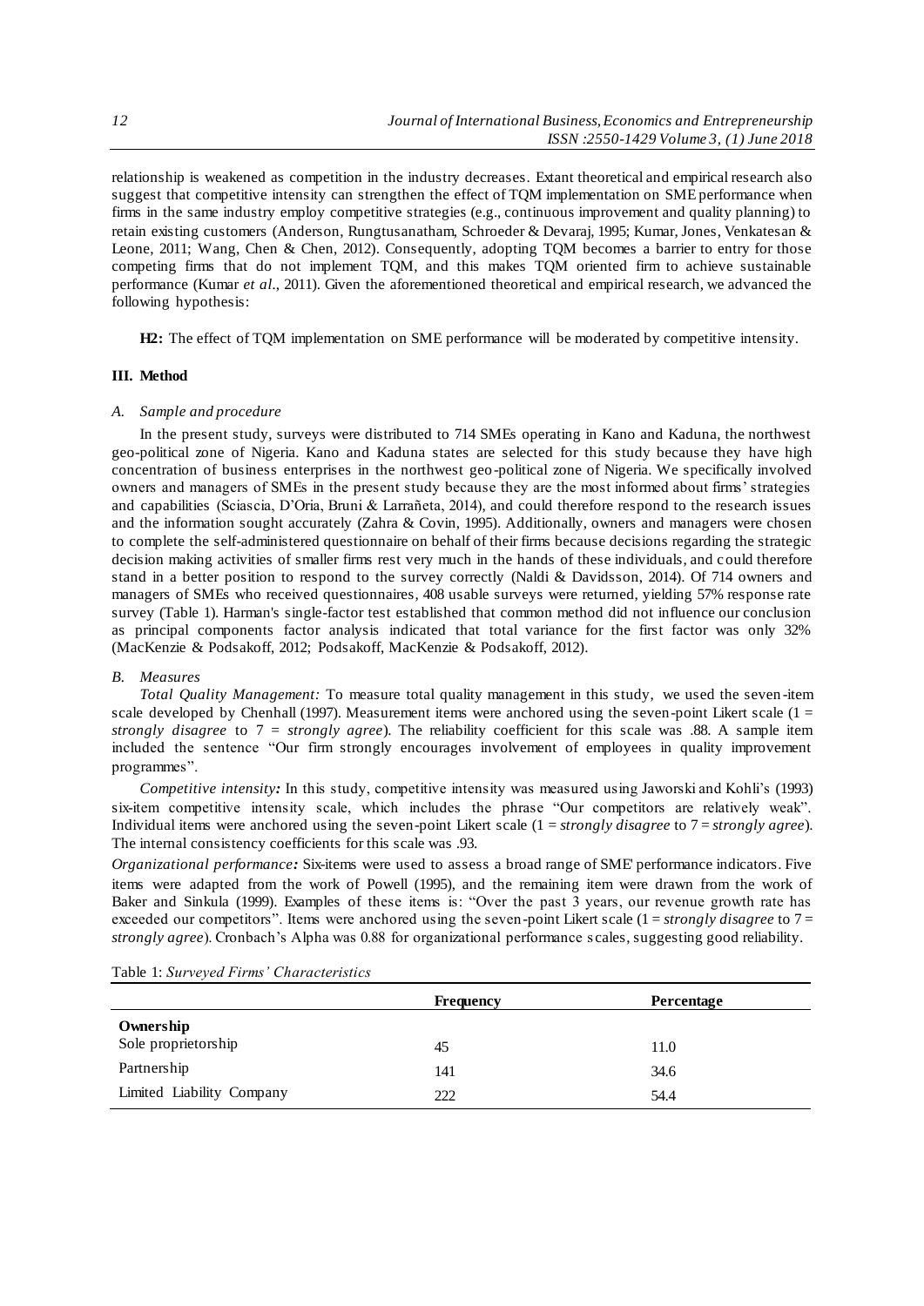relationship is weakened as competition in the industry decreases. Extant theoretical and empirical research also suggest that competitive intensity can strengthen the effect of TQM implementation on SME performance when firms in the same industry employ competitive strategies (e.g., continuous improvement and quality planning) to retain existing customers (Anderson, Rungtusanatham, Schroeder & Devaraj, 1995; Kumar, Jones, Venkatesan & Leone, 2011; Wang, Chen & Chen, 2012). Consequently, adopting TQM becomes a barrier to entry for those competing firms that do not implement TQM, and this makes TQM oriented firm to achieve sustainable performance (Kumar *et al*., 2011). Given the aforementioned theoretical and empirical research, we advanced the following hypothesis:

**H2:** The effect of TQM implementation on SME performance will be moderated by competitive intensity.

## III. Method

### A. Sample and procedure

In the present study, surveys were distributed to 714 SMEs operating in Kano and Kaduna, the northwest geo-political zone of Nigeria. Kano and Kaduna states are selected for this study because they have high concentration of business enterprises in the northwest geo-political zone of Nigeria. We specifically involved owners and managers of SMEs in the present study because they are the most informed about firms' strategies and capabilities (Sciascia, D'Oria, Bruni & Larrañeta, 2014), and could therefore respond to the research issues and the information sought accurately (Zahra & Covin, 1995). Additionally, owners and managers were chosen to complete the self-administered questionnaire on behalf of their firms because decisions regarding the strategic decision making activities of smaller firms rest very much in the hands of these individuals, and could therefore stand in a better position to respond to the survey correctly (Naldi & Davidsson, 2014). Of 714 owners and managers of SMEs who received questionnaires, 408 usable surveys were returned, yielding 57% response rate survey (Table 1). Harman's single-factor test established that common method did not influence our conclusion as principal components factor analysis indicated that total variance for the first factor was only 32% (MacKenzie & Podsakoff, 2012; Podsakoff, MacKenzie & Podsakoff, 2012).

### B. Measures

*Total Quality Management:* To measure total quality management in this study, we used the seven-item scale developed by Chenhall (1997). Measurement items were anchored using the seven-point Likert scale (1 = *strongly disagree* to 7 = *strongly agree*). The reliability coefficient for this scale was .88. A sample item included the sentence "Our firm strongly encourages involvement of employees in quality improvement programmes".

*Competitive intensity:* In this study, competitive intensity was measured using Jaworski and Kohli's (1993) six-item competitive intensity scale, which includes the phrase "Our competitors are relatively weak". Individual items were anchored using the seven-point Likert scale (1 = *strongly disagree* to 7 = *strongly agree*). The internal consistency coefficients for this scale was .93.

*Organizational performance:* Six-items were used to assess a broad range of SME' performance indicators. Five items were adapted from the work of Powell (1995), and the remaining item were drawn from the work of Baker and Sinkula (1999). Examples of these items is: "Over the past 3 years, our revenue growth rate has exceeded our competitors". Items were anchored using the seven-point Likert scale (1 = *strongly disagree* to 7 = *strongly agree*). Cronbach's Alpha was 0.88 for organizational performance scales, suggesting good reliability.

Table 1: *Surveyed Firms' Characteristics*

| | **Frequency** | **Percentage** |
|---|---|---|
| **Ownership** | | |
| Sole proprietorship | 45 | 11.0 |
| Partnership | 141 | 34.6 |
| Limited Liability Company | 222 | 54.4 |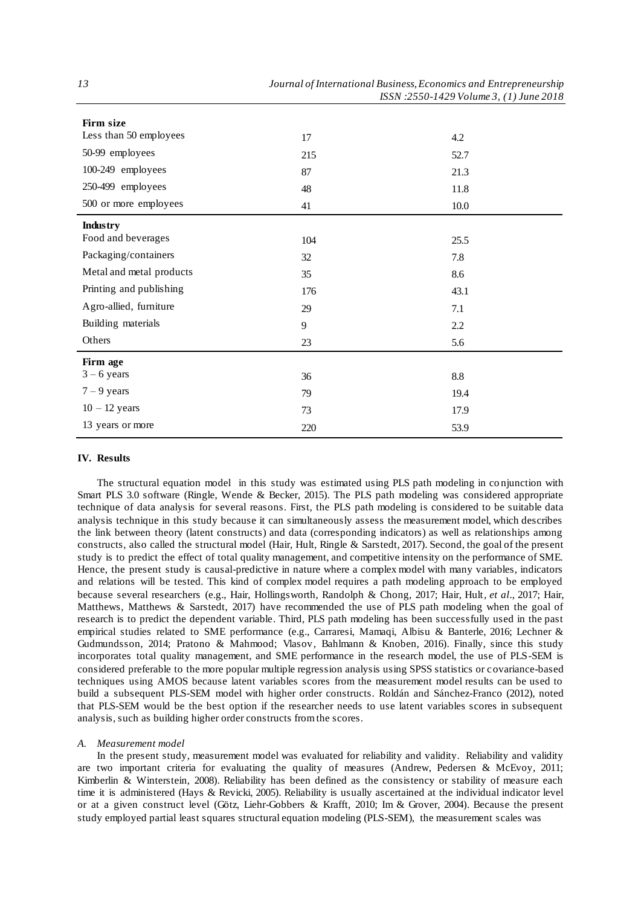| | | |
|---|---|---|
| **Firm size** | | |
| Less than 50 employees | 17 | 4.2 |
| 50-99 employees | 215 | 52.7 |
| 100-249 employees | 87 | 21.3 |
| 250-499 employees | 48 | 11.8 |
| 500 or more employees | 41 | 10.0 |
| **Industry** | | |
| Food and beverages | 104 | 25.5 |
| Packaging/containers | 32 | 7.8 |
| Metal and metal products | 35 | 8.6 |
| Printing and publishing | 176 | 43.1 |
| Agro-allied, furniture | 29 | 7.1 |
| Building materials | 9 | 2.2 |
| Others | 23 | 5.6 |
| **Firm age** | | |
| 3 – 6 years | 36 | 8.8 |
| 7 – 9 years | 79 | 19.4 |
| 10 – 12 years | 73 | 17.9 |
| 13 years or more | 220 | 53.9 |

## IV. Results

The structural equation model in this study was estimated using PLS path modeling in conjunction with Smart PLS 3.0 software (Ringle, Wende & Becker, 2015). The PLS path modeling was considered appropriate technique of data analysis for several reasons. First, the PLS path modeling is considered to be suitable data analysis technique in this study because it can simultaneously assess the measurement model, which describes the link between theory (latent constructs) and data (corresponding indicators) as well as relationships among constructs, also called the structural model (Hair, Hult, Ringle & Sarstedt, 2017). Second, the goal of the present study is to predict the effect of total quality management, and competitive intensity on the performance of SME. Hence, the present study is causal-predictive in nature where a complex model with many variables, indicators and relations will be tested. This kind of complex model requires a path modeling approach to be employed because several researchers (e.g., Hair, Hollingsworth, Randolph & Chong, 2017; Hair, Hult, *et al*., 2017; Hair, Matthews, Matthews & Sarstedt, 2017) have recommended the use of PLS path modeling when the goal of research is to predict the dependent variable. Third, PLS path modeling has been successfully used in the past empirical studies related to SME performance (e.g., Carraresi, Mamaqi, Albisu & Banterle, 2016; Lechner & Gudmundsson, 2014; Pratono & Mahmood; Vlasov, Bahlmann & Knoben, 2016). Finally, since this study incorporates total quality management, and SME performance in the research model, the use of PLS-SEM is considered preferable to the more popular multiple regression analysis using SPSS statistics or covariance-based techniques using AMOS because latent variables scores from the measurement model results can be used to build a subsequent PLS-SEM model with higher order constructs. Roldán and Sánchez-Franco (2012), noted that PLS-SEM would be the best option if the researcher needs to use latent variables scores in subsequent analysis, such as building higher order constructs from the scores.

### A. Measurement model

In the present study, measurement model was evaluated for reliability and validity. Reliability and validity are two important criteria for evaluating the quality of measures (Andrew, Pedersen & McEvoy, 2011; Kimberlin & Winterstein, 2008). Reliability has been defined as the consistency or stability of measure each time it is administered (Hays & Revicki, 2005). Reliability is usually ascertained at the individual indicator level or at a given construct level (Götz, Liehr-Gobbers & Krafft, 2010; Im & Grover, 2004). Because the present study employed partial least squares structural equation modeling (PLS-SEM), the measurement scales was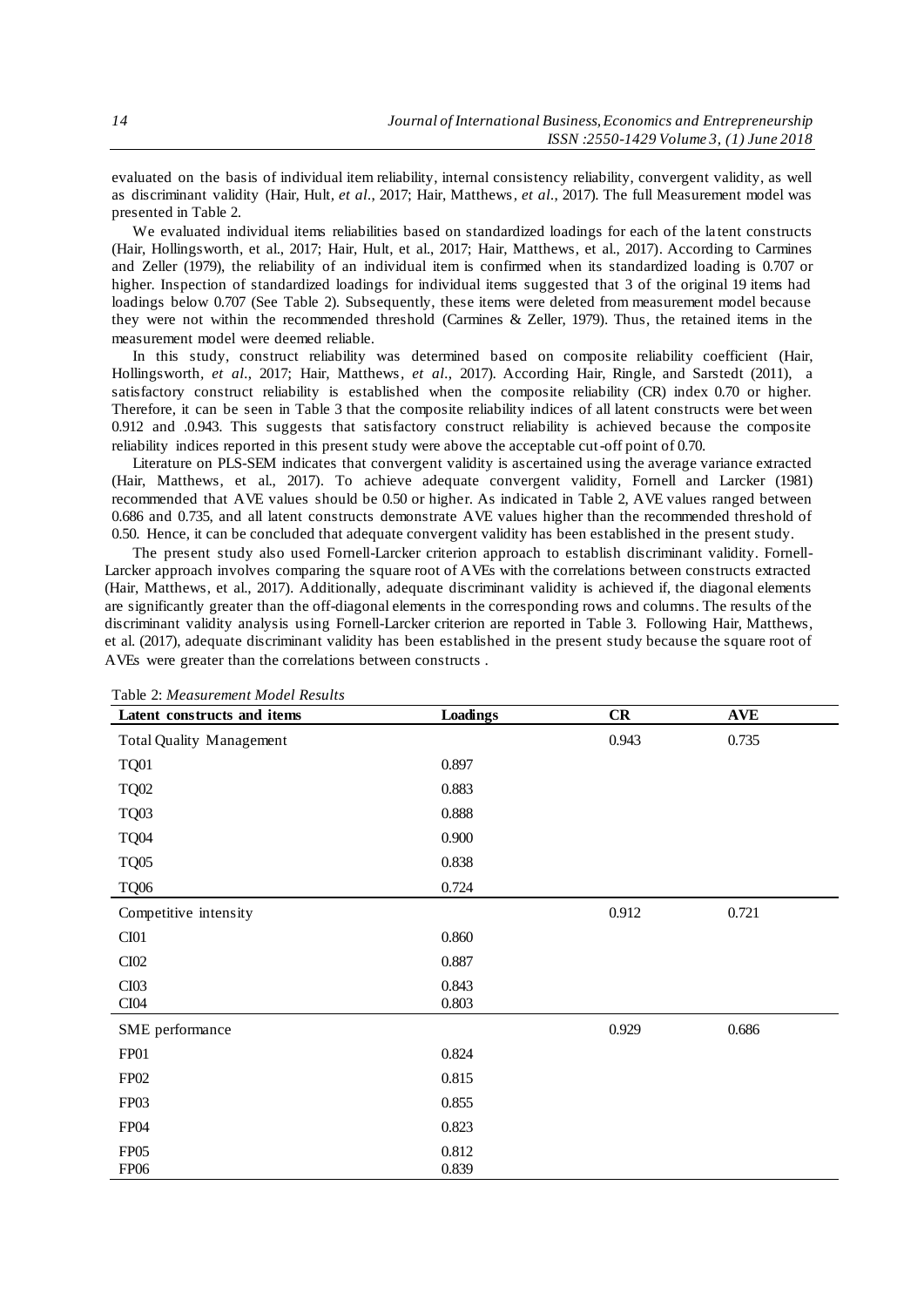evaluated on the basis of individual item reliability, internal consistency reliability, convergent validity, as well as discriminant validity (Hair, Hult, *et al*., 2017; Hair, Matthews, *et al*., 2017). The full Measurement model was presented in Table 2.

We evaluated individual items reliabilities based on standardized loadings for each of the latent constructs (Hair, Hollingsworth, et al., 2017; Hair, Hult, et al., 2017; Hair, Matthews, et al., 2017). According to Carmines and Zeller (1979), the reliability of an individual item is confirmed when its standardized loading is 0.707 or higher. Inspection of standardized loadings for individual items suggested that 3 of the original 19 items had loadings below 0.707 (See Table 2). Subsequently, these items were deleted from measurement model because they were not within the recommended threshold (Carmines & Zeller, 1979). Thus, the retained items in the measurement model were deemed reliable.

In this study, construct reliability was determined based on composite reliability coefficient (Hair, Hollingsworth, *et al*., 2017; Hair, Matthews, *et al*., 2017). According Hair, Ringle, and Sarstedt (2011), a satisfactory construct reliability is established when the composite reliability (CR) index 0.70 or higher. Therefore, it can be seen in Table 3 that the composite reliability indices of all latent constructs were between 0.912 and .0.943. This suggests that satisfactory construct reliability is achieved because the composite reliability indices reported in this present study were above the acceptable cut-off point of 0.70.

Literature on PLS-SEM indicates that convergent validity is ascertained using the average variance extracted (Hair, Matthews, et al., 2017). To achieve adequate convergent validity, Fornell and Larcker (1981) recommended that AVE values should be 0.50 or higher. As indicated in Table 2, AVE values ranged between 0.686 and 0.735, and all latent constructs demonstrate AVE values higher than the recommended threshold of 0.50. Hence, it can be concluded that adequate convergent validity has been established in the present study.

The present study also used Fornell-Larcker criterion approach to establish discriminant validity. Fornell-Larcker approach involves comparing the square root of AVEs with the correlations between constructs extracted (Hair, Matthews, et al., 2017). Additionally, adequate discriminant validity is achieved if, the diagonal elements are significantly greater than the off-diagonal elements in the corresponding rows and columns. The results of the discriminant validity analysis using Fornell-Larcker criterion are reported in Table 3. Following Hair, Matthews, et al. (2017), adequate discriminant validity has been established in the present study because the square root of AVEs were greater than the correlations between constructs .

Table 2: *Measurement Model Results*

| Latent constructs and items | Loadings | CR | AVE |
|---|---|---|---|
| Total Quality Management | | 0.943 | 0.735 |
| TQ01 | 0.897 | | |
| TQ02 | 0.883 | | |
| TQ03 | 0.888 | | |
| TQ04 | 0.900 | | |
| TQ05 | 0.838 | | |
| TQ06 | 0.724 | | |
| Competitive intensity | | 0.912 | 0.721 |
| CI01 | 0.860 | | |
| CI02 | 0.887 | | |
| CI03 | 0.843 | | |
| CI04 | 0.803 | | |
| SME performance | | 0.929 | 0.686 |
| FP01 | 0.824 | | |
| FP02 | 0.815 | | |
| FP03 | 0.855 | | |
| FP04 | 0.823 | | |
| FP05 | 0.812 | | |
| FP06 | 0.839 | | |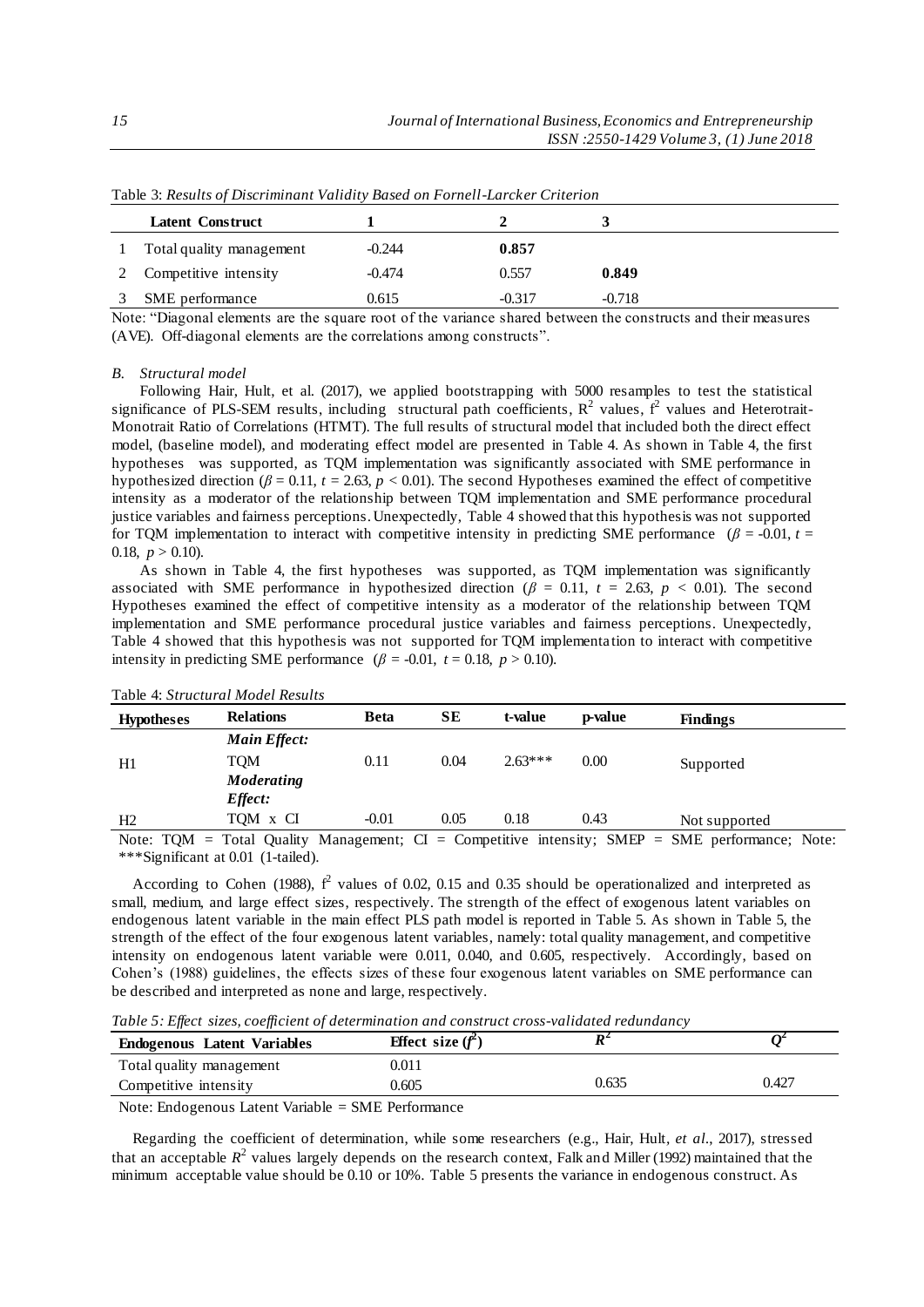Table 3: *Results of Discriminant Validity Based on Fornell-Larcker Criterion*

| | Latent Construct | 1 | 2 | 3 |
|---|---|---|---|---|
| 1 | Total quality management | -0.244 | **0.857** | |
| 2 | Competitive intensity | -0.474 | 0.557 | **0.849** |
| 3 | SME performance | 0.615 | -0.317 | -0.718 |

Note: "Diagonal elements are the square root of the variance shared between the constructs and their measures (AVE). Off-diagonal elements are the correlations among constructs".

*B. Structural model*

Following Hair, Hult, et al. (2017), we applied bootstrapping with 5000 resamples to test the statistical significance of PLS-SEM results, including structural path coefficients, $R^2$ values, $f^2$ values and Heterotrait-Monotrait Ratio of Correlations (HTMT). The full results of structural model that included both the direct effect model, (baseline model), and moderating effect model are presented in Table 4. As shown in Table 4, the first hypotheses was supported, as TQM implementation was significantly associated with SME performance in hypothesized direction ($\beta$ = 0.11, $t$ = 2.63, $p$ < 0.01). The second Hypotheses examined the effect of competitive intensity as a moderator of the relationship between TQM implementation and SME performance procedural justice variables and fairness perceptions. Unexpectedly, Table 4 showed that this hypothesis was not supported for TQM implementation to interact with competitive intensity in predicting SME performance ($\beta$ = -0.01, $t$ = 0.18, $p$ > 0.10).

As shown in Table 4, the first hypotheses was supported, as TQM implementation was significantly associated with SME performance in hypothesized direction ($\beta$ = 0.11, $t$ = 2.63, $p$ < 0.01). The second Hypotheses examined the effect of competitive intensity as a moderator of the relationship between TQM implementation and SME performance procedural justice variables and fairness perceptions. Unexpectedly, Table 4 showed that this hypothesis was not supported for TQM implementation to interact with competitive intensity in predicting SME performance ($\beta$ = -0.01, $t$ = 0.18, $p$ > 0.10).

Table 4: *Structural Model Results*

| Hypotheses | Relations | Beta | SE | t-value | p-value | Findings |
|---|---|---|---|---|---|---|
| | ***Main Effect:*** | | | | | |
| H1 | TQM | 0.11 | 0.04 | 2.63*** | 0.00 | Supported |
| | ***Moderating Effect:*** | | | | | |
| H2 | TQM x CI | -0.01 | 0.05 | 0.18 | 0.43 | Not supported |

Note: TQM = Total Quality Management; CI = Competitive intensity; SMEP = SME performance; Note: ***Significant at 0.01 (1-tailed).

According to Cohen (1988), $f^2$ values of 0.02, 0.15 and 0.35 should be operationalized and interpreted as small, medium, and large effect sizes, respectively. The strength of the effect of exogenous latent variables on endogenous latent variable in the main effect PLS path model is reported in Table 5. As shown in Table 5, the strength of the effect of the four exogenous latent variables, namely: total quality management, and competitive intensity on endogenous latent variable were 0.011, 0.040, and 0.605, respectively. Accordingly, based on Cohen's (1988) guidelines, the effects sizes of these four exogenous latent variables on SME performance can be described and interpreted as none and large, respectively.

*Table 5: Effect sizes, coefficient of determination and construct cross-validated redundancy*

| Endogenous Latent Variables | Effect size ($f^2$) | $R^2$ | $Q^2$ |
|---|---|---|---|
| Total quality management | 0.011 | | |
| Competitive intensity | 0.605 | 0.635 | 0.427 |

Note: Endogenous Latent Variable = SME Performance

Regarding the coefficient of determination, while some researchers (e.g., Hair, Hult, *et al*., 2017), stressed that an acceptable $R^2$ values largely depends on the research context, Falk and Miller (1992) maintained that the minimum acceptable value should be 0.10 or 10%. Table 5 presents the variance in endogenous construct. As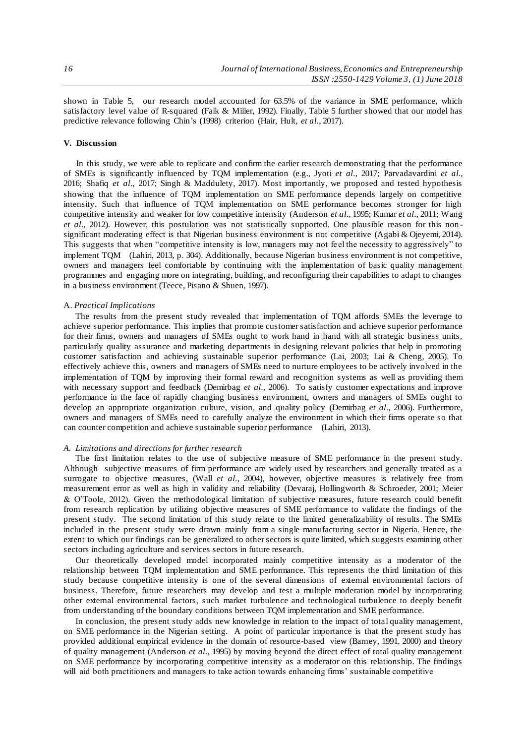shown in Table 5, our research model accounted for 63.5% of the variance in SME performance, which satisfactory level value of R-squared (Falk & Miller, 1992). Finally, Table 5 further showed that our model has predictive relevance following Chin's (1998) criterion (Hair, Hult, *et al*., 2017).

## V. Discussion

In this study, we were able to replicate and confirm the earlier research demonstrating that the performance of SMEs is significantly influenced by TQM implementation (e.g., Jyoti *et al*., 2017; Parvadavardini *et al*., 2016; Shafiq *et al*., 2017; Singh & Maddulety, 2017). Most importantly, we proposed and tested hypothesis showing that the influence of TQM implementation on SME performance depends largely on competitive intensity. Such that influence of TQM implementation on SME performance becomes stronger for high competitive intensity and weaker for low competitive intensity (Anderson *et al*., 1995; Kumar *et al*., 2011; Wang *et al*., 2012). However, this postulation was not statistically supported. One plausible reason for this non-significant moderating effect is that Nigerian business environment is not competitive (Agabi & Ojeyemi, 2014). This suggests that when "competitive intensity is low, managers may not feel the necessity to aggressively" to implement TQM (Lahiri, 2013, p. 304). Additionally, because Nigerian business environment is not competitive, owners and managers feel comfortable by continuing with the implementation of basic quality management programmes and engaging more on integrating, building, and reconfiguring their capabilities to adapt to changes in a business environment (Teece, Pisano & Shuen, 1997).

### A. *Practical Implications*

The results from the present study revealed that implementation of TQM affords SMEs the leverage to achieve superior performance. This implies that promote customer satisfaction and achieve superior performance for their firms, owners and managers of SMEs ought to work hand in hand with all strategic business units, particularly quality assurance and marketing departments in designing relevant policies that help in promoting customer satisfaction and achieving sustainable superior performance (Lai, 2003; Lai & Cheng, 2005). To effectively achieve this, owners and managers of SMEs need to nurture employees to be actively involved in the implementation of TQM by improving their formal reward and recognition systems as well as providing them with necessary support and feedback (Demirbag *et al*., 2006). To satisfy customer expectations and improve performance in the face of rapidly changing business environment, owners and managers of SMEs ought to develop an appropriate organization culture, vision, and quality policy (Demirbag *et al*., 2006). Furthermore, owners and managers of SMEs need to carefully analyze the environment in which their firms operate so that can counter competition and achieve sustainable superior performance (Lahiri, 2013).

### *A. Limitations and directions for further research*

The first limitation relates to the use of subjective measure of SME performance in the present study. Although subjective measures of firm performance are widely used by researchers and generally treated as a surrogate to objective measures, (Wall *et al*., 2004), however, objective measures is relatively free from measurement error as well as high in validity and reliability (Devaraj, Hollingworth & Schroeder, 2001; Meier & O'Toole, 2012). Given the methodological limitation of subjective measures, future research could benefit from research replication by utilizing objective measures of SME performance to validate the findings of the present study. The second limitation of this study relate to the limited generalizability of results. The SMEs included in the present study were drawn mainly from a single manufacturing sector in Nigeria. Hence, the extent to which our findings can be generalized to other sectors is quite limited, which suggests examining other sectors including agriculture and services sectors in future research.

Our theoretically developed model incorporated mainly competitive intensity as a moderator of the relationship between TQM implementation and SME performance. This represents the third limitation of this study because competitive intensity is one of the several dimensions of external environmental factors of business. Therefore, future researchers may develop and test a multiple moderation model by incorporating other external environmental factors, such market turbulence and technological turbulence to deeply benefit from understanding of the boundary conditions between TQM implementation and SME performance.

In conclusion, the present study adds new knowledge in relation to the impact of total quality management, on SME performance in the Nigerian setting. A point of particular importance is that the present study has provided additional empirical evidence in the domain of resource-based view (Barney, 1991, 2000) and theory of quality management (Anderson *et al*., 1995) by moving beyond the direct effect of total quality management on SME performance by incorporating competitive intensity as a moderator on this relationship. The findings will aid both practitioners and managers to take action towards enhancing firms' sustainable competitive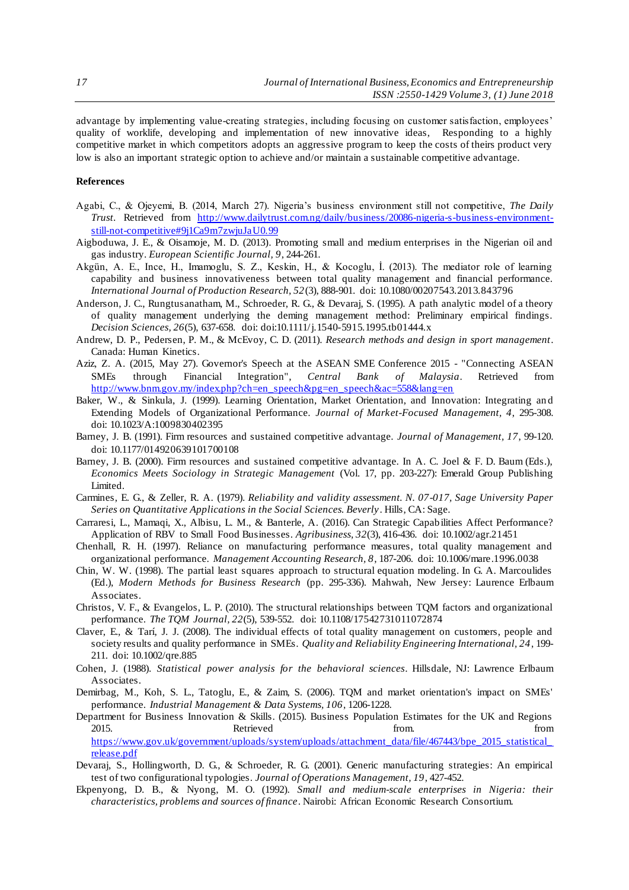advantage by implementing value-creating strategies, including focusing on customer satisfaction, employees' quality of worklife, developing and implementation of new innovative ideas, Responding to a highly competitive market in which competitors adopts an aggressive program to keep the costs of theirs product very low is also an important strategic option to achieve and/or maintain a sustainable competitive advantage.

**References**

Agabi, C., & Ojeyemi, B. (2014, March 27). Nigeria's business environment still not competitive, *The Daily Trust*. Retrieved from http://www.dailytrust.com.ng/daily/business/20086-nigeria-s-business-environment-still-not-competitive#9j1Ca9m7zwjuJaU0.99

Aigboduwa, J. E., & Oisamoje, M. D. (2013). Promoting small and medium enterprises in the Nigerian oil and gas industry. *European Scientific Journal, 9*, 244-261.

Akgün, A. E., Ince, H., Imamoglu, S. Z., Keskin, H., & Kocoglu, İ. (2013). The mediator role of learning capability and business innovativeness between total quality management and financial performance. *International Journal of Production Research, 52*(3), 888-901. doi: 10.1080/00207543.2013.843796

Anderson, J. C., Rungtusanatham, M., Schroeder, R. G., & Devaraj, S. (1995). A path analytic model of a theory of quality management underlying the deming management method: Preliminary empirical findings. *Decision Sciences, 26*(5), 637-658. doi: doi:10.1111/j.1540-5915.1995.tb01444.x

Andrew, D. P., Pedersen, P. M., & McEvoy, C. D. (2011). *Research methods and design in sport management*. Canada: Human Kinetics.

Aziz, Z. A. (2015, May 27). Governor's Speech at the ASEAN SME Conference 2015 - "Connecting ASEAN SMEs through Financial Integration", *Central Bank of Malaysia*. Retrieved from http://www.bnm.gov.my/index.php?ch=en_speech&pg=en_speech&ac=558&lang=en

Baker, W., & Sinkula, J. (1999). Learning Orientation, Market Orientation, and Innovation: Integrating and Extending Models of Organizational Performance. *Journal of Market-Focused Management, 4*, 295-308. doi: 10.1023/A:1009830402395

Barney, J. B. (1991). Firm resources and sustained competitive advantage. *Journal of Management, 17*, 99-120. doi: 10.1177/014920639101700108

Barney, J. B. (2000). Firm resources and sustained competitive advantage. In A. C. Joel & F. D. Baum (Eds.), *Economics Meets Sociology in Strategic Management* (Vol. 17, pp. 203-227): Emerald Group Publishing Limited.

Carmines, E. G., & Zeller, R. A. (1979). *Reliability and validity assessment. N. 07-017, Sage University Paper Series on Quantitative Applications in the Social Sciences. Beverly*. Hills, CA: Sage.

Carraresi, L., Mamaqi, X., Albisu, L. M., & Banterle, A. (2016). Can Strategic Capabilities Affect Performance? Application of RBV to Small Food Businesses. *Agribusiness, 32*(3), 416-436. doi: 10.1002/agr.21451

Chenhall, R. H. (1997). Reliance on manufacturing performance measures, total quality management and organizational performance. *Management Accounting Research, 8*, 187-206. doi: 10.1006/mare.1996.0038

Chin, W. W. (1998). The partial least squares approach to structural equation modeling. In G. A. Marcoulides (Ed.), *Modern Methods for Business Research* (pp. 295-336). Mahwah, New Jersey: Laurence Erlbaum Associates.

Christos, V. F., & Evangelos, L. P. (2010). The structural relationships between TQM factors and organizational performance. *The TQM Journal, 22*(5), 539-552. doi: 10.1108/17542731011072874

Claver, E., & Tarí, J. J. (2008). The individual effects of total quality management on customers, people and society results and quality performance in SMEs. *Quality and Reliability Engineering International, 24*, 199-211. doi: 10.1002/qre.885

Cohen, J. (1988). *Statistical power analysis for the behavioral sciences*. Hillsdale, NJ: Lawrence Erlbaum Associates.

Demirbag, M., Koh, S. L., Tatoglu, E., & Zaim, S. (2006). TQM and market orientation's impact on SMEs' performance. *Industrial Management & Data Systems, 106*, 1206-1228.

Department for Business Innovation & Skills. (2015). Business Population Estimates for the UK and Regions 2015. Retrieved from. from https://www.gov.uk/government/uploads/system/uploads/attachment_data/file/467443/bpe_2015_statistical_release.pdf

Devaraj, S., Hollingworth, D. G., & Schroeder, R. G. (2001). Generic manufacturing strategies: An empirical test of two configurational typologies. *Journal of Operations Management, 19*, 427-452.

Ekpenyong, D. B., & Nyong, M. O. (1992). *Small and medium-scale enterprises in Nigeria: their characteristics, problems and sources of finance*. Nairobi: African Economic Research Consortium.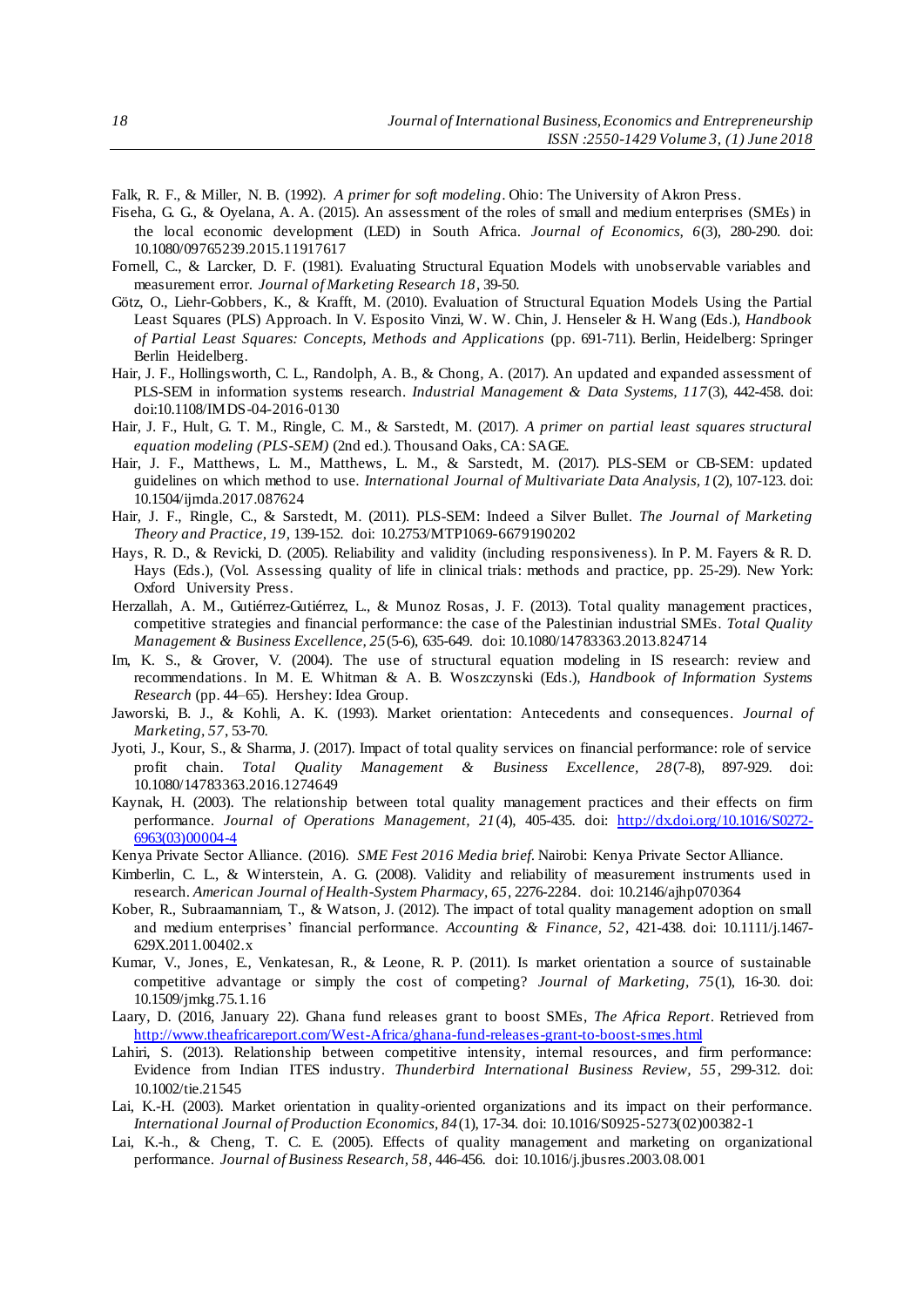Falk, R. F., & Miller, N. B. (1992). *A primer for soft modeling*. Ohio: The University of Akron Press.

Fiseha, G. G., & Oyelana, A. A. (2015). An assessment of the roles of small and medium enterprises (SMEs) in the local economic development (LED) in South Africa. *Journal of Economics, 6*(3), 280-290. doi: 10.1080/09765239.2015.11917617

Fornell, C., & Larcker, D. F. (1981). Evaluating Structural Equation Models with unobservable variables and measurement error. *Journal of Marketing Research 18*, 39-50.

Götz, O., Liehr-Gobbers, K., & Krafft, M. (2010). Evaluation of Structural Equation Models Using the Partial Least Squares (PLS) Approach. In V. Esposito Vinzi, W. W. Chin, J. Henseler & H. Wang (Eds.), *Handbook of Partial Least Squares: Concepts, Methods and Applications* (pp. 691-711). Berlin, Heidelberg: Springer Berlin Heidelberg.

Hair, J. F., Hollingsworth, C. L., Randolph, A. B., & Chong, A. (2017). An updated and expanded assessment of PLS-SEM in information systems research. *Industrial Management & Data Systems, 117*(3), 442-458. doi: doi:10.1108/IMDS-04-2016-0130

Hair, J. F., Hult, G. T. M., Ringle, C. M., & Sarstedt, M. (2017). *A primer on partial least squares structural equation modeling (PLS-SEM)* (2nd ed.). Thousand Oaks, CA: SAGE.

Hair, J. F., Matthews, L. M., Matthews, L. M., & Sarstedt, M. (2017). PLS-SEM or CB-SEM: updated guidelines on which method to use. *International Journal of Multivariate Data Analysis, 1*(2), 107-123. doi: 10.1504/ijmda.2017.087624

Hair, J. F., Ringle, C., & Sarstedt, M. (2011). PLS-SEM: Indeed a Silver Bullet. *The Journal of Marketing Theory and Practice, 19*, 139-152. doi: 10.2753/MTP1069-6679190202

Hays, R. D., & Revicki, D. (2005). Reliability and validity (including responsiveness). In P. M. Fayers & R. D. Hays (Eds.), (Vol. Assessing quality of life in clinical trials: methods and practice, pp. 25-29). New York: Oxford University Press.

Herzallah, A. M., Gutiérrez-Gutiérrez, L., & Munoz Rosas, J. F. (2013). Total quality management practices, competitive strategies and financial performance: the case of the Palestinian industrial SMEs. *Total Quality Management & Business Excellence, 25*(5-6), 635-649. doi: 10.1080/14783363.2013.824714

Im, K. S., & Grover, V. (2004). The use of structural equation modeling in IS research: review and recommendations. In M. E. Whitman & A. B. Woszczynski (Eds.), *Handbook of Information Systems Research* (pp. 44–65). Hershey: Idea Group.

Jaworski, B. J., & Kohli, A. K. (1993). Market orientation: Antecedents and consequences. *Journal of Marketing, 57*, 53-70.

Jyoti, J., Kour, S., & Sharma, J. (2017). Impact of total quality services on financial performance: role of service profit chain. *Total Quality Management & Business Excellence, 28*(7-8), 897-929. doi: 10.1080/14783363.2016.1274649

Kaynak, H. (2003). The relationship between total quality management practices and their effects on firm performance. *Journal of Operations Management, 21*(4), 405-435. doi: http://dx.doi.org/10.1016/S0272-6963(03)00004-4

Kenya Private Sector Alliance. (2016). *SME Fest 2016 Media brief*. Nairobi: Kenya Private Sector Alliance.

Kimberlin, C. L., & Winterstein, A. G. (2008). Validity and reliability of measurement instruments used in research. *American Journal of Health-System Pharmacy, 65*, 2276-2284. doi: 10.2146/ajhp070364

Kober, R., Subraamanniam, T., & Watson, J. (2012). The impact of total quality management adoption on small and medium enterprises' financial performance. *Accounting & Finance, 52*, 421-438. doi: 10.1111/j.1467-629X.2011.00402.x

Kumar, V., Jones, E., Venkatesan, R., & Leone, R. P. (2011). Is market orientation a source of sustainable competitive advantage or simply the cost of competing? *Journal of Marketing, 75*(1), 16-30. doi: 10.1509/jmkg.75.1.16

Laary, D. (2016, January 22). Ghana fund releases grant to boost SMEs, *The Africa Report*. Retrieved from http://www.theafricareport.com/West-Africa/ghana-fund-releases-grant-to-boost-smes.html

Lahiri, S. (2013). Relationship between competitive intensity, internal resources, and firm performance: Evidence from Indian ITES industry. *Thunderbird International Business Review, 55*, 299-312. doi: 10.1002/tie.21545

Lai, K.-H. (2003). Market orientation in quality-oriented organizations and its impact on their performance. *International Journal of Production Economics, 84*(1), 17-34. doi: 10.1016/S0925-5273(02)00382-1

Lai, K.-h., & Cheng, T. C. E. (2005). Effects of quality management and marketing on organizational performance. *Journal of Business Research, 58*, 446-456. doi: 10.1016/j.jbusres.2003.08.001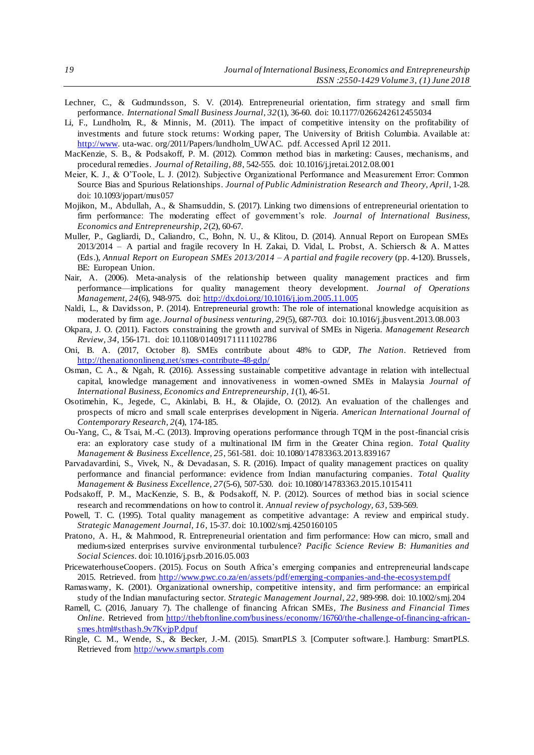Lechner, C., & Gudmundsson, S. V. (2014). Entrepreneurial orientation, firm strategy and small firm performance. *International Small Business Journal, 32*(1), 36-60. doi: 10.1177/0266242612455034

Li, F., Lundholm, R., & Minnis, M. (2011). The impact of competitive intensity on the profitability of investments and future stock returns: Working paper, The University of British Columbia. Available at: http://www. uta-wac. org/2011/Papers/lundholm_UWAC. pdf. Accessed April 12 2011.

MacKenzie, S. B., & Podsakoff, P. M. (2012). Common method bias in marketing: Causes, mechanisms, and procedural remedies. *Journal of Retailing, 88*, 542-555. doi: 10.1016/j.jretai.2012.08.001

Meier, K. J., & O'Toole, L. J. (2012). Subjective Organizational Performance and Measurement Error: Common Source Bias and Spurious Relationships. *Journal of Public Administration Research and Theory, April*, 1-28. doi: 10.1093/jopart/mus057

Mojikon, M., Abdullah, A., & Shamsuddin, S. (2017). Linking two dimensions of entrepreneurial orientation to firm performance: The moderating effect of government's role. *Journal of International Business, Economics and Entrepreneurship, 2*(2), 60-67.

Muller, P., Gagliardi, D., Caliandro, C., Bohn, N. U., & Klitou, D. (2014). Annual Report on European SMEs 2013/2014 – A partial and fragile recovery In H. Zakai, D. Vidal, L. Probst, A. Schiersch & A. Mattes (Eds.), *Annual Report on European SMEs 2013/2014 – A partial and fragile recovery* (pp. 4-120). Brussels, BE: European Union.

Nair, A. (2006). Meta-analysis of the relationship between quality management practices and firm performance—implications for quality management theory development. *Journal of Operations Management, 24*(6), 948-975. doi: http://dx.doi.org/10.1016/j.jom.2005.11.005

Naldi, L., & Davidsson, P. (2014). Entrepreneurial growth: The role of international knowledge acquisition as moderated by firm age. *Journal of business venturing, 29*(5), 687-703. doi: 10.1016/j.jbusvent.2013.08.003

Okpara, J. O. (2011). Factors constraining the growth and survival of SMEs in Nigeria. *Management Research Review, 34*, 156-171. doi: 10.1108/01409171111102786

Oni, B. A. (2017, October 8). SMEs contribute about 48% to GDP, *The Nation*. Retrieved from http://thenationonlineng.net/smes-contribute-48-gdp/

Osman, C. A., & Ngah, R. (2016). Assessing sustainable competitive advantage in relation with intellectual capital, knowledge management and innovativeness in women-owned SMEs in Malaysia *Journal of International Business, Economics and Entrepreneurship, 1*(1), 46-51.

Osotimehin, K., Jegede, C., Akinlabi, B. H., & Olajide, O. (2012). An evaluation of the challenges and prospects of micro and small scale enterprises development in Nigeria. *American International Journal of Contemporary Research, 2*(4), 174-185.

Ou-Yang, C., & Tsai, M.-C. (2013). Improving operations performance through TQM in the post-financial crisis era: an exploratory case study of a multinational IM firm in the Greater China region. *Total Quality Management & Business Excellence, 25*, 561-581. doi: 10.1080/14783363.2013.839167

Parvadavardini, S., Vivek, N., & Devadasan, S. R. (2016). Impact of quality management practices on quality performance and financial performance: evidence from Indian manufacturing companies. *Total Quality Management & Business Excellence, 27*(5-6), 507-530. doi: 10.1080/14783363.2015.1015411

Podsakoff, P. M., MacKenzie, S. B., & Podsakoff, N. P. (2012). Sources of method bias in social science research and recommendations on how to control it. *Annual review of psychology, 63*, 539-569.

Powell, T. C. (1995). Total quality management as competitive advantage: A review and empirical study. *Strategic Management Journal, 16*, 15-37. doi: 10.1002/smj.4250160105

Pratono, A. H., & Mahmood, R. Entrepreneurial orientation and firm performance: How can micro, small and medium-sized enterprises survive environmental turbulence? *Pacific Science Review B: Humanities and Social Sciences*. doi: 10.1016/j.psrb.2016.05.003

PricewaterhouseCoopers. (2015). Focus on South Africa's emerging companies and entrepreneurial landscape 2015. Retrieved. from http://www.pwc.co.za/en/assets/pdf/emerging-companies-and-the-ecosystem.pdf

Ramaswamy, K. (2001). Organizational ownership, competitive intensity, and firm performance: an empirical study of the Indian manufacturing sector. *Strategic Management Journal, 22*, 989-998. doi: 10.1002/smj.204

Ramell, C. (2016, January 7). The challenge of financing African SMEs, *The Business and Financial Times Online*. Retrieved from http://thebftonline.com/business/economy/16760/the-challenge-of-financing-african-smes.html#sthash.9v7KvjpP.dpuf

Ringle, C. M., Wende, S., & Becker, J.-M. (2015). SmartPLS 3. [Computer software.]. Hamburg: SmartPLS. Retrieved from http://www.smartpls.com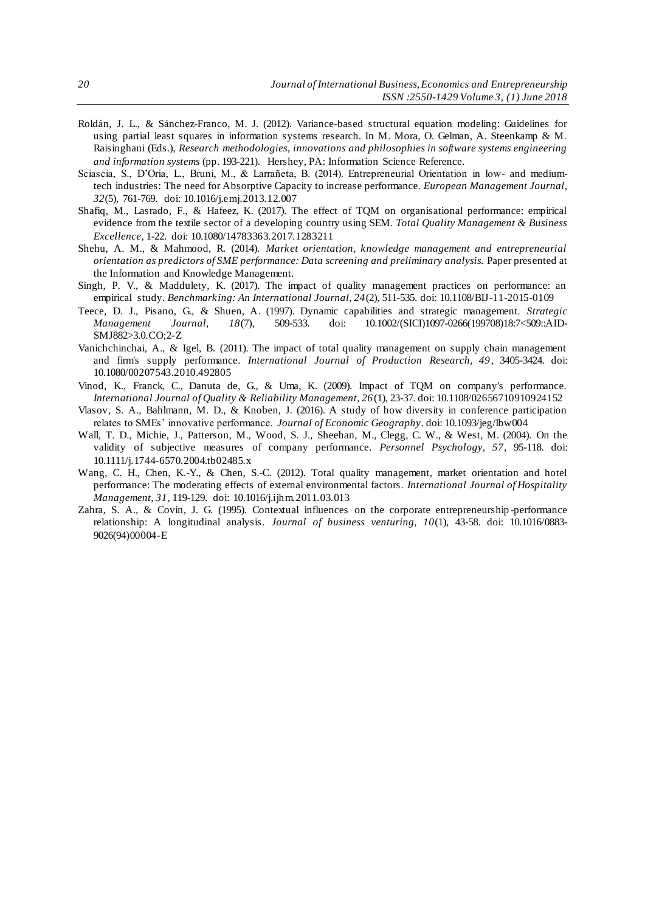Roldán, J. L., & Sánchez-Franco, M. J. (2012). Variance-based structural equation modeling: Guidelines for using partial least squares in information systems research. In M. Mora, O. Gelman, A. Steenkamp & M. Raisinghani (Eds.), *Research methodologies, innovations and philosophies in software systems engineering and information systems* (pp. 193-221). Hershey, PA: Information Science Reference.

Sciascia, S., D'Oria, L., Bruni, M., & Larrañeta, B. (2014). Entrepreneurial Orientation in low- and medium-tech industries: The need for Absorptive Capacity to increase performance. *European Management Journal, 32*(5), 761-769. doi: 10.1016/j.emj.2013.12.007

Shafiq, M., Lasrado, F., & Hafeez, K. (2017). The effect of TQM on organisational performance: empirical evidence from the textile sector of a developing country using SEM. *Total Quality Management & Business Excellence*, 1-22. doi: 10.1080/14783363.2017.1283211

Shehu, A. M., & Mahmood, R. (2014). *Market orientation, knowledge management and entrepreneurial orientation as predictors of SME performance: Data screening and preliminary analysis.* Paper presented at the Information and Knowledge Management.

Singh, P. V., & Maddulety, K. (2017). The impact of quality management practices on performance: an empirical study. *Benchmarking: An International Journal, 24*(2), 511-535. doi: 10.1108/BIJ-11-2015-0109

Teece, D. J., Pisano, G., & Shuen, A. (1997). Dynamic capabilities and strategic management. *Strategic Management Journal, 18*(7), 509-533. doi: 10.1002/(SICI)1097-0266(199708)18:7<509::AID-SMJ882>3.0.CO;2-Z

Vanichchinchai, A., & Igel, B. (2011). The impact of total quality management on supply chain management and firm's supply performance. *International Journal of Production Research, 49*, 3405-3424. doi: 10.1080/00207543.2010.492805

Vinod, K., Franck, C., Danuta de, G., & Uma, K. (2009). Impact of TQM on company's performance. *International Journal of Quality & Reliability Management, 26*(1), 23-37. doi: 10.1108/02656710910924152

Vlasov, S. A., Bahlmann, M. D., & Knoben, J. (2016). A study of how diversity in conference participation relates to SMEs' innovative performance. *Journal of Economic Geography*. doi: 10.1093/jeg/lbw004

Wall, T. D., Michie, J., Patterson, M., Wood, S. J., Sheehan, M., Clegg, C. W., & West, M. (2004). On the validity of subjective measures of company performance. *Personnel Psychology, 57*, 95-118. doi: 10.1111/j.1744-6570.2004.tb02485.x

Wang, C. H., Chen, K.-Y., & Chen, S.-C. (2012). Total quality management, market orientation and hotel performance: The moderating effects of external environmental factors. *International Journal of Hospitality Management, 31*, 119-129. doi: 10.1016/j.ijhm.2011.03.013

Zahra, S. A., & Covin, J. G. (1995). Contextual influences on the corporate entrepreneurship-performance relationship: A longitudinal analysis. *Journal of business venturing, 10*(1), 43-58. doi: 10.1016/0883-9026(94)00004-E